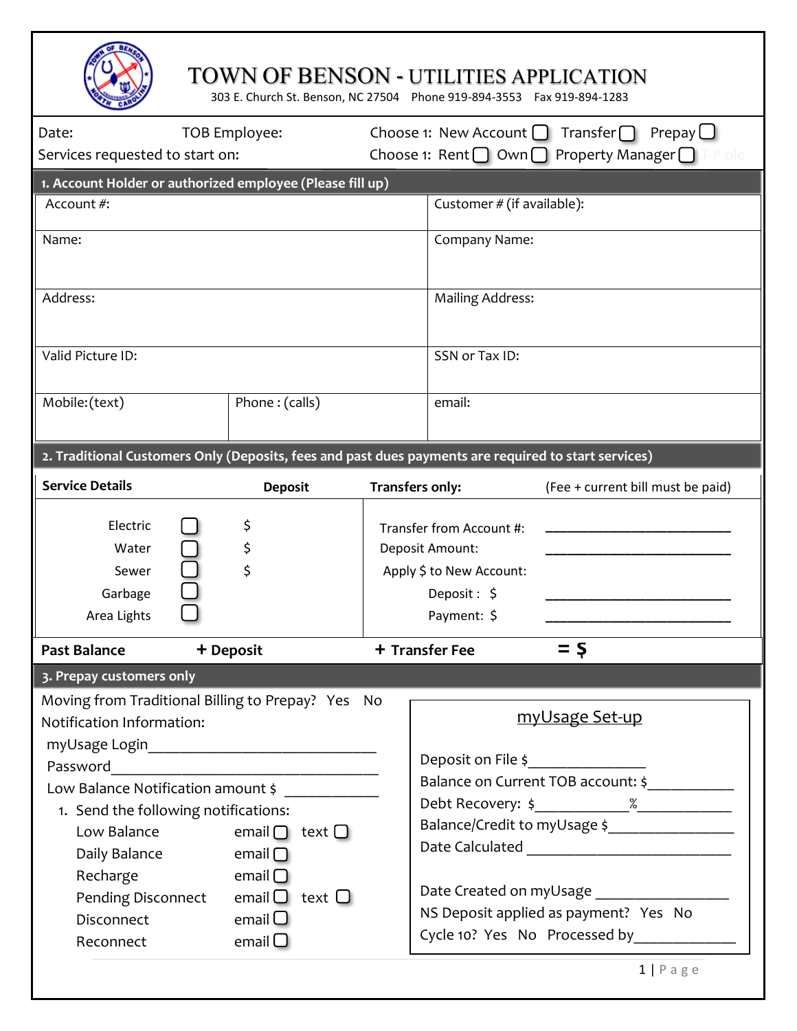# TOWN OF BENSON - UTILITIES APPLICATION

303 E. Church St. Benson, NC 27504 Phone 919-894-3553 Fax 919-894-1283

Date: TOB Employee: Choose 1: New Account ☐ Transfer ☐ Prepay ☐

Services requested to start on: Choose 1: Rent ☐ Own ☐ Property Manager ☐

## 1. Account Holder or authorized employee (Please fill up)

| Account #: | | Customer # (if available): |
|---|---|---|
| Name: | | Company Name: |
| Address: | | Mailing Address: |
| Valid Picture ID: | | SSN or Tax ID: |
| Mobile:(text) | Phone : (calls) | email: |

## 2. Traditional Customers Only (Deposits, fees and past dues payments are required to start services)

| Service Details | | Deposit | Transfers only: | (Fee + current bill must be paid) |
|---|---|---|---|---|
| Electric | ☐ | $ | Transfer from Account #: | ____________________ |
| Water | ☐ | $ | Deposit Amount: | ____________________ |
| Sewer | ☐ | $ | Apply $ to New Account: | |
| Garbage | ☐ | | Deposit : $ | ____________________ |
| Area Lights | ☐ | | Payment: $ | ____________________ |

**Past Balance** **+ Deposit** **+ Transfer Fee** **= $**

## 3. Prepay customers only

Moving from Traditional Billing to Prepay? Yes No

Notification Information:

myUsage Login____________________________

Password________________________________

Low Balance Notification amount $ ___________

1. Send the following notifications:

| | | |
|---|---|---|
| Low Balance | email ☐ | text ☐ |
| Daily Balance | email ☐ | |
| Recharge | email ☐ | |
| Pending Disconnect | email ☐ | text ☐ |
| Disconnect | email ☐ | |
| Reconnect | email ☐ | |

### myUsage Set-up

Deposit on File $______________

Balance on Current TOB account: $___________

Debt Recovery: $____________%____________

Balance/Credit to myUsage $_______________

Date Calculated ________________________

Date Created on myUsage ________________

NS Deposit applied as payment? Yes No

Cycle 10? Yes No Processed by____________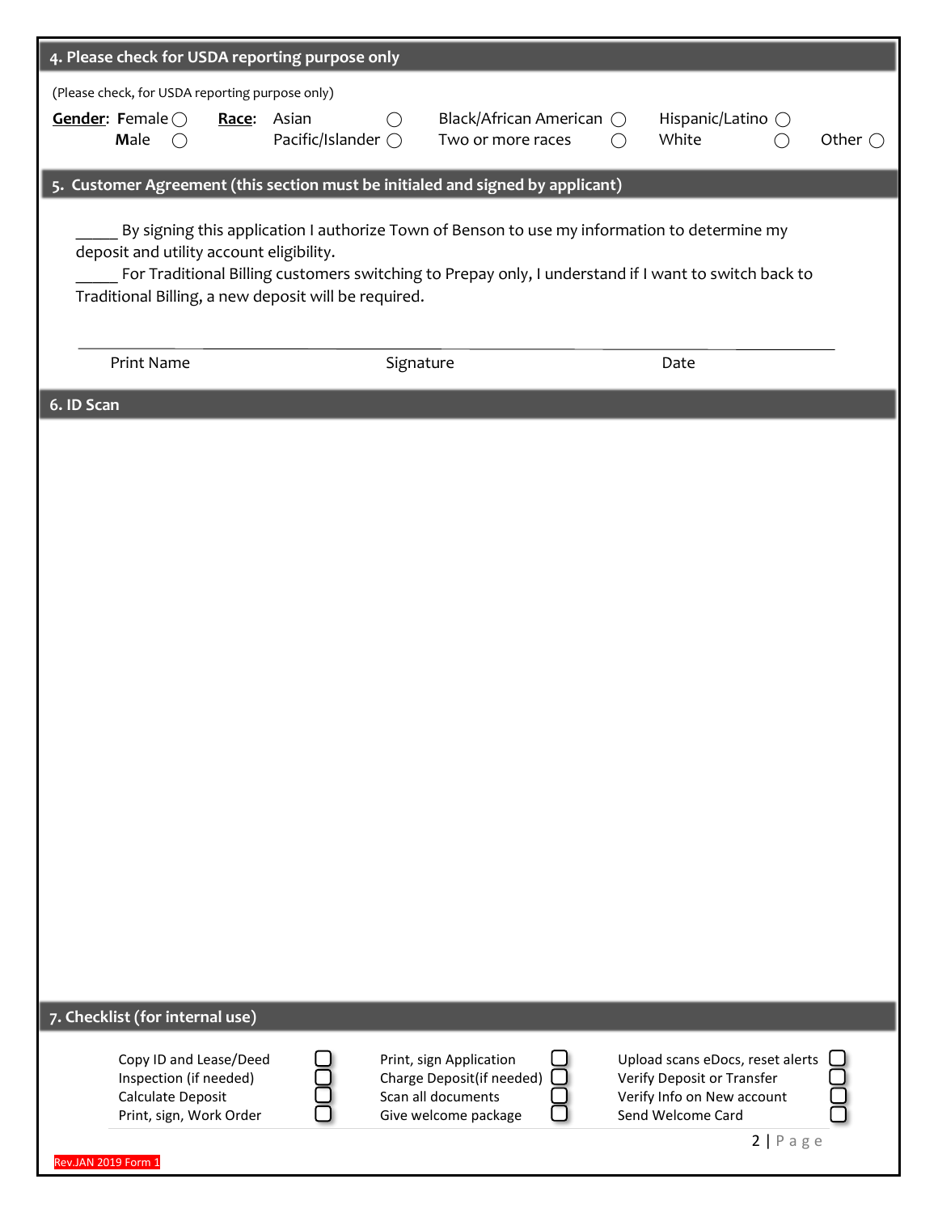## 4. Please check for USDA reporting purpose only

(Please check, for USDA reporting purpose only)

**Gender**: Female ◯ Male ◯

**Race**: Asian ◯ Pacific/Islander ◯ Black/African American ◯ Two or more races ◯ Hispanic/Latino ◯ White ◯ Other ◯

## 5. Customer Agreement (this section must be initialed and signed by applicant)

_____ By signing this application I authorize Town of Benson to use my information to determine my deposit and utility account eligibility.

_____ For Traditional Billing customers switching to Prepay only, I understand if I want to switch back to Traditional Billing, a new deposit will be required.

Print Name Signature Date

## 6. ID Scan

## 7. Checklist (for internal use)

| | | | | | |
|---|---|---|---|---|---|
| Copy ID and Lease/Deed | ☐ | Print, sign Application | ☐ | Upload scans eDocs, reset alerts | ☐ |
| Inspection (if needed) | ☐ | Charge Deposit(if needed) | ☐ | Verify Deposit or Transfer | ☐ |
| Calculate Deposit | ☐ | Scan all documents | ☐ | Verify Info on New account | ☐ |
| Print, sign, Work Order | ☐ | Give welcome package | ☐ | Send Welcome Card | ☐ |

Rev.JAN 2019 Form 1